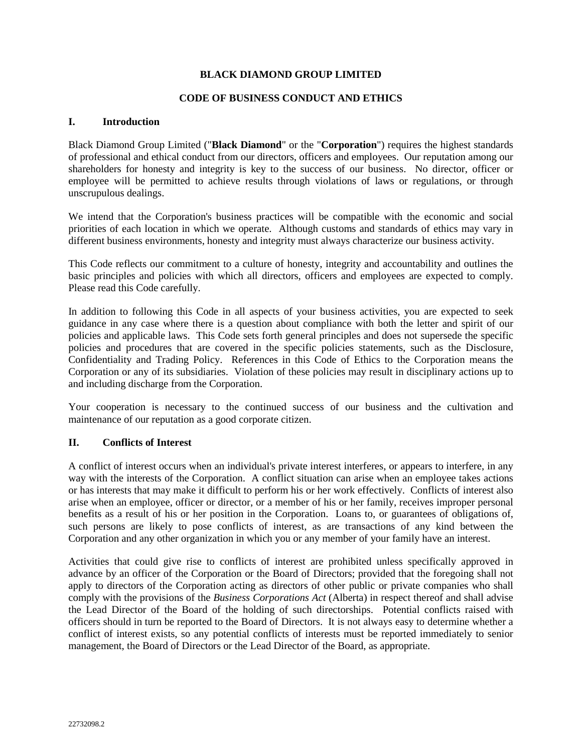# BLACK DIAMOND GROUP LIMITED

## CODE OF BUSINESS CONDUCT AND ETHICS

### I. Introduction

Black Diamond Group Limited ("**Black Diamond**" or the "**Corporation**") requires the highest standards of professional and ethical conduct from our directors, officers and employees. Our reputation among our shareholders for honesty and integrity is key to the success of our business. No director, officer or employee will be permitted to achieve results through violations of laws or regulations, or through unscrupulous dealings.

We intend that the Corporation's business practices will be compatible with the economic and social priorities of each location in which we operate. Although customs and standards of ethics may vary in different business environments, honesty and integrity must always characterize our business activity.

This Code reflects our commitment to a culture of honesty, integrity and accountability and outlines the basic principles and policies with which all directors, officers and employees are expected to comply. Please read this Code carefully.

In addition to following this Code in all aspects of your business activities, you are expected to seek guidance in any case where there is a question about compliance with both the letter and spirit of our policies and applicable laws. This Code sets forth general principles and does not supersede the specific policies and procedures that are covered in the specific policies statements, such as the Disclosure, Confidentiality and Trading Policy. References in this Code of Ethics to the Corporation means the Corporation or any of its subsidiaries. Violation of these policies may result in disciplinary actions up to and including discharge from the Corporation.

Your cooperation is necessary to the continued success of our business and the cultivation and maintenance of our reputation as a good corporate citizen.

### II. Conflicts of Interest

A conflict of interest occurs when an individual's private interest interferes, or appears to interfere, in any way with the interests of the Corporation. A conflict situation can arise when an employee takes actions or has interests that may make it difficult to perform his or her work effectively. Conflicts of interest also arise when an employee, officer or director, or a member of his or her family, receives improper personal benefits as a result of his or her position in the Corporation. Loans to, or guarantees of obligations of, such persons are likely to pose conflicts of interest, as are transactions of any kind between the Corporation and any other organization in which you or any member of your family have an interest.

Activities that could give rise to conflicts of interest are prohibited unless specifically approved in advance by an officer of the Corporation or the Board of Directors; provided that the foregoing shall not apply to directors of the Corporation acting as directors of other public or private companies who shall comply with the provisions of the *Business Corporations Act* (Alberta) in respect thereof and shall advise the Lead Director of the Board of the holding of such directorships. Potential conflicts raised with officers should in turn be reported to the Board of Directors. It is not always easy to determine whether a conflict of interest exists, so any potential conflicts of interests must be reported immediately to senior management, the Board of Directors or the Lead Director of the Board, as appropriate.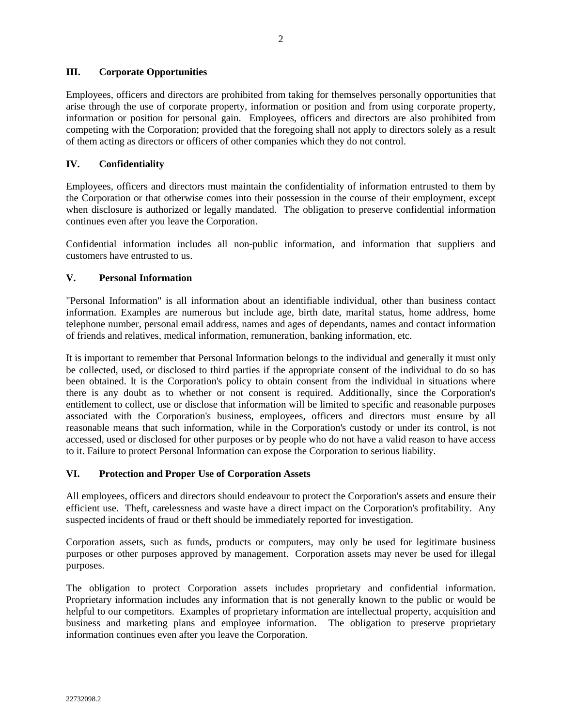## III. Corporate Opportunities

Employees, officers and directors are prohibited from taking for themselves personally opportunities that arise through the use of corporate property, information or position and from using corporate property, information or position for personal gain. Employees, officers and directors are also prohibited from competing with the Corporation; provided that the foregoing shall not apply to directors solely as a result of them acting as directors or officers of other companies which they do not control.

## IV. Confidentiality

Employees, officers and directors must maintain the confidentiality of information entrusted to them by the Corporation or that otherwise comes into their possession in the course of their employment, except when disclosure is authorized or legally mandated. The obligation to preserve confidential information continues even after you leave the Corporation.

Confidential information includes all non-public information, and information that suppliers and customers have entrusted to us.

## V. Personal Information

"Personal Information" is all information about an identifiable individual, other than business contact information. Examples are numerous but include age, birth date, marital status, home address, home telephone number, personal email address, names and ages of dependants, names and contact information of friends and relatives, medical information, remuneration, banking information, etc.

It is important to remember that Personal Information belongs to the individual and generally it must only be collected, used, or disclosed to third parties if the appropriate consent of the individual to do so has been obtained. It is the Corporation's policy to obtain consent from the individual in situations where there is any doubt as to whether or not consent is required. Additionally, since the Corporation's entitlement to collect, use or disclose that information will be limited to specific and reasonable purposes associated with the Corporation's business, employees, officers and directors must ensure by all reasonable means that such information, while in the Corporation's custody or under its control, is not accessed, used or disclosed for other purposes or by people who do not have a valid reason to have access to it. Failure to protect Personal Information can expose the Corporation to serious liability.

## VI. Protection and Proper Use of Corporation Assets

All employees, officers and directors should endeavour to protect the Corporation's assets and ensure their efficient use. Theft, carelessness and waste have a direct impact on the Corporation's profitability. Any suspected incidents of fraud or theft should be immediately reported for investigation.

Corporation assets, such as funds, products or computers, may only be used for legitimate business purposes or other purposes approved by management. Corporation assets may never be used for illegal purposes.

The obligation to protect Corporation assets includes proprietary and confidential information. Proprietary information includes any information that is not generally known to the public or would be helpful to our competitors. Examples of proprietary information are intellectual property, acquisition and business and marketing plans and employee information. The obligation to preserve proprietary information continues even after you leave the Corporation.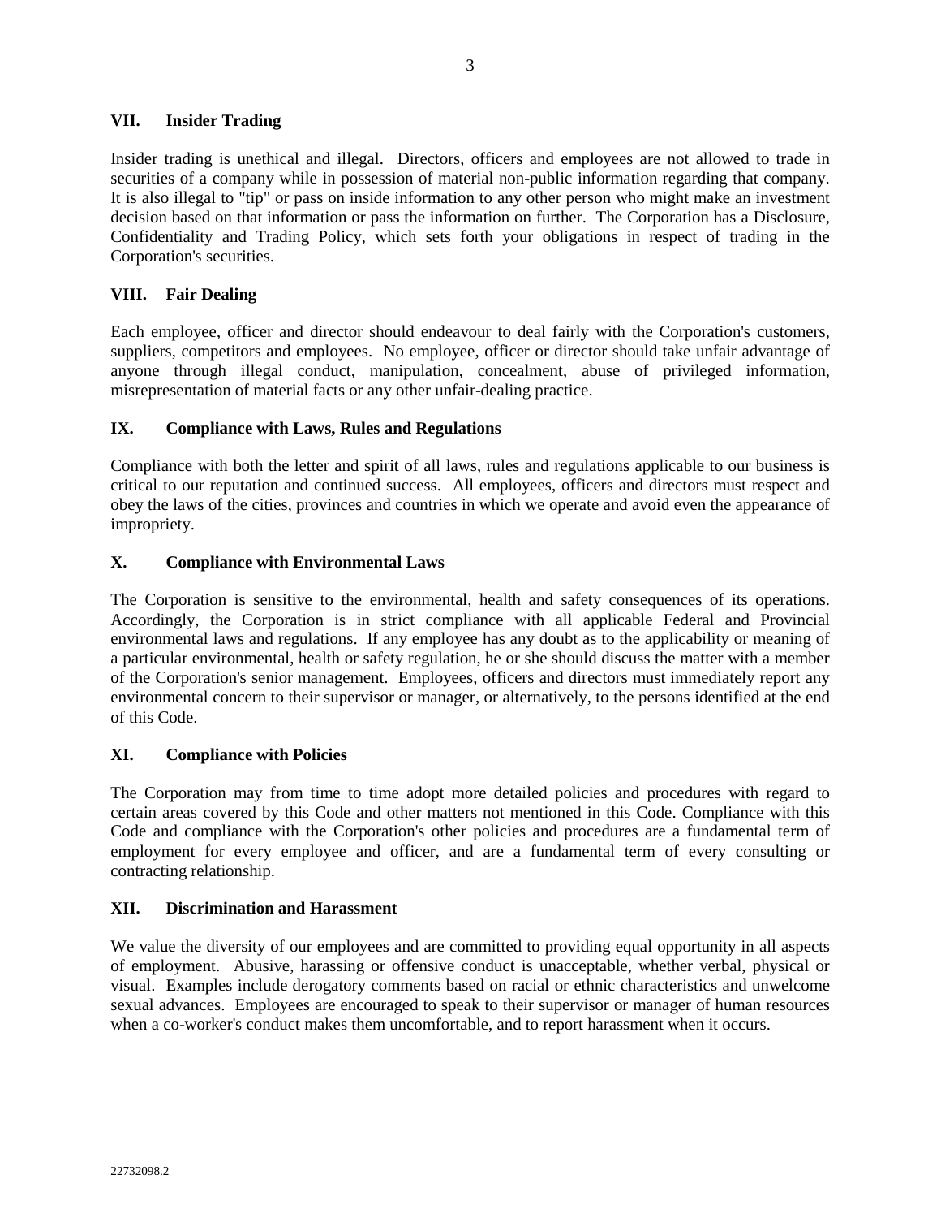## VII. Insider Trading

Insider trading is unethical and illegal. Directors, officers and employees are not allowed to trade in securities of a company while in possession of material non-public information regarding that company. It is also illegal to "tip" or pass on inside information to any other person who might make an investment decision based on that information or pass the information on further. The Corporation has a Disclosure, Confidentiality and Trading Policy, which sets forth your obligations in respect of trading in the Corporation's securities.

## VIII. Fair Dealing

Each employee, officer and director should endeavour to deal fairly with the Corporation's customers, suppliers, competitors and employees. No employee, officer or director should take unfair advantage of anyone through illegal conduct, manipulation, concealment, abuse of privileged information, misrepresentation of material facts or any other unfair-dealing practice.

## IX. Compliance with Laws, Rules and Regulations

Compliance with both the letter and spirit of all laws, rules and regulations applicable to our business is critical to our reputation and continued success. All employees, officers and directors must respect and obey the laws of the cities, provinces and countries in which we operate and avoid even the appearance of impropriety.

## X. Compliance with Environmental Laws

The Corporation is sensitive to the environmental, health and safety consequences of its operations. Accordingly, the Corporation is in strict compliance with all applicable Federal and Provincial environmental laws and regulations. If any employee has any doubt as to the applicability or meaning of a particular environmental, health or safety regulation, he or she should discuss the matter with a member of the Corporation's senior management. Employees, officers and directors must immediately report any environmental concern to their supervisor or manager, or alternatively, to the persons identified at the end of this Code.

## XI. Compliance with Policies

The Corporation may from time to time adopt more detailed policies and procedures with regard to certain areas covered by this Code and other matters not mentioned in this Code. Compliance with this Code and compliance with the Corporation's other policies and procedures are a fundamental term of employment for every employee and officer, and are a fundamental term of every consulting or contracting relationship.

## XII. Discrimination and Harassment

We value the diversity of our employees and are committed to providing equal opportunity in all aspects of employment. Abusive, harassing or offensive conduct is unacceptable, whether verbal, physical or visual. Examples include derogatory comments based on racial or ethnic characteristics and unwelcome sexual advances. Employees are encouraged to speak to their supervisor or manager of human resources when a co-worker's conduct makes them uncomfortable, and to report harassment when it occurs.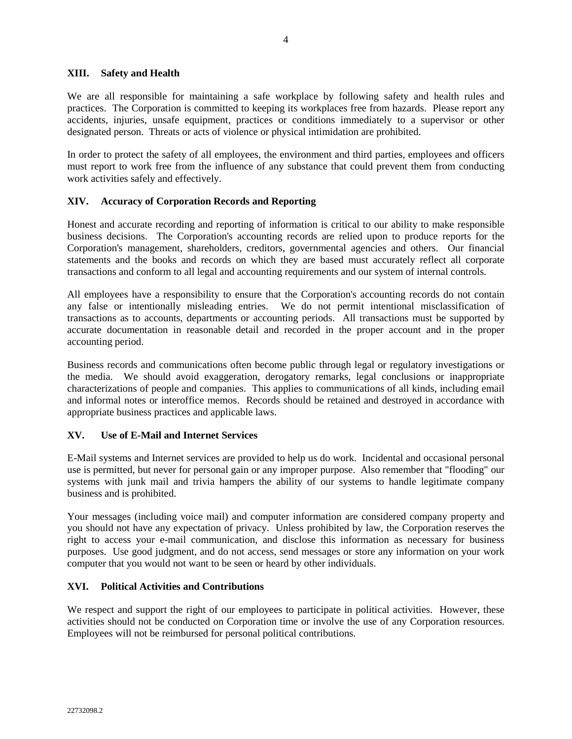## XIII. Safety and Health

We are all responsible for maintaining a safe workplace by following safety and health rules and practices. The Corporation is committed to keeping its workplaces free from hazards. Please report any accidents, injuries, unsafe equipment, practices or conditions immediately to a supervisor or other designated person. Threats or acts of violence or physical intimidation are prohibited.

In order to protect the safety of all employees, the environment and third parties, employees and officers must report to work free from the influence of any substance that could prevent them from conducting work activities safely and effectively.

## XIV. Accuracy of Corporation Records and Reporting

Honest and accurate recording and reporting of information is critical to our ability to make responsible business decisions. The Corporation's accounting records are relied upon to produce reports for the Corporation's management, shareholders, creditors, governmental agencies and others. Our financial statements and the books and records on which they are based must accurately reflect all corporate transactions and conform to all legal and accounting requirements and our system of internal controls.

All employees have a responsibility to ensure that the Corporation's accounting records do not contain any false or intentionally misleading entries. We do not permit intentional misclassification of transactions as to accounts, departments or accounting periods. All transactions must be supported by accurate documentation in reasonable detail and recorded in the proper account and in the proper accounting period.

Business records and communications often become public through legal or regulatory investigations or the media. We should avoid exaggeration, derogatory remarks, legal conclusions or inappropriate characterizations of people and companies. This applies to communications of all kinds, including email and informal notes or interoffice memos. Records should be retained and destroyed in accordance with appropriate business practices and applicable laws.

## XV. Use of E-Mail and Internet Services

E-Mail systems and Internet services are provided to help us do work. Incidental and occasional personal use is permitted, but never for personal gain or any improper purpose. Also remember that "flooding" our systems with junk mail and trivia hampers the ability of our systems to handle legitimate company business and is prohibited.

Your messages (including voice mail) and computer information are considered company property and you should not have any expectation of privacy. Unless prohibited by law, the Corporation reserves the right to access your e-mail communication, and disclose this information as necessary for business purposes. Use good judgment, and do not access, send messages or store any information on your work computer that you would not want to be seen or heard by other individuals.

## XVI. Political Activities and Contributions

We respect and support the right of our employees to participate in political activities. However, these activities should not be conducted on Corporation time or involve the use of any Corporation resources. Employees will not be reimbursed for personal political contributions.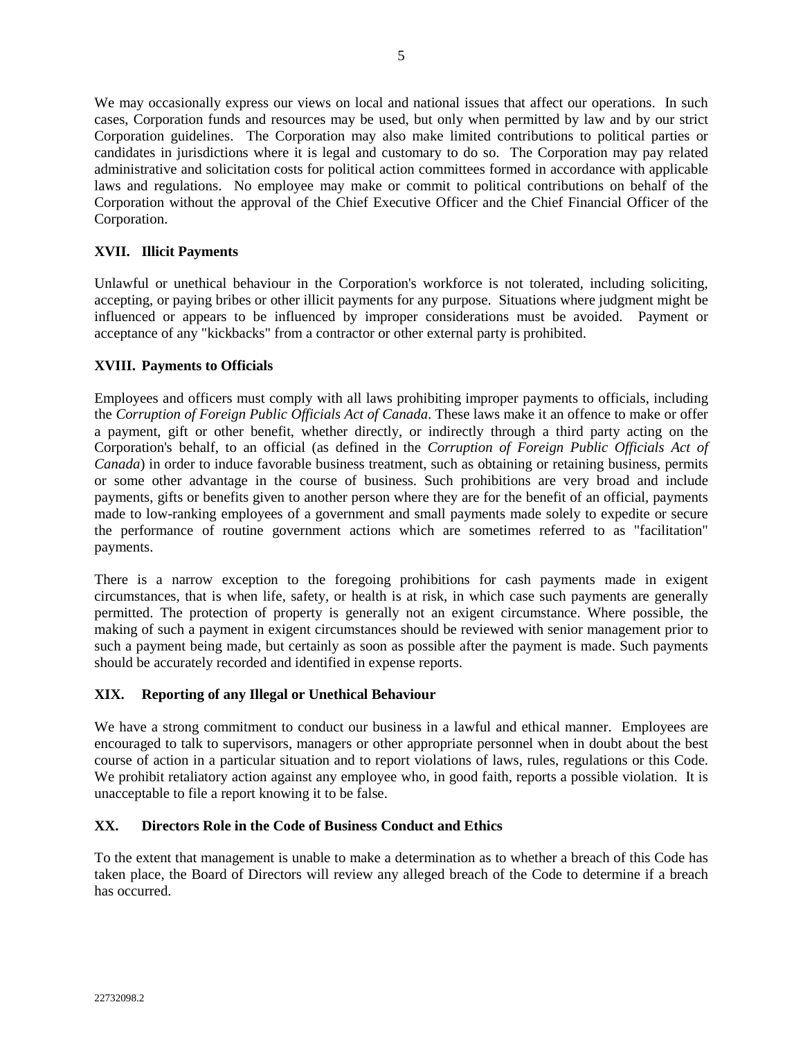We may occasionally express our views on local and national issues that affect our operations. In such cases, Corporation funds and resources may be used, but only when permitted by law and by our strict Corporation guidelines. The Corporation may also make limited contributions to political parties or candidates in jurisdictions where it is legal and customary to do so. The Corporation may pay related administrative and solicitation costs for political action committees formed in accordance with applicable laws and regulations. No employee may make or commit to political contributions on behalf of the Corporation without the approval of the Chief Executive Officer and the Chief Financial Officer of the Corporation.

## XVII. Illicit Payments

Unlawful or unethical behaviour in the Corporation's workforce is not tolerated, including soliciting, accepting, or paying bribes or other illicit payments for any purpose. Situations where judgment might be influenced or appears to be influenced by improper considerations must be avoided. Payment or acceptance of any "kickbacks" from a contractor or other external party is prohibited.

## XVIII. Payments to Officials

Employees and officers must comply with all laws prohibiting improper payments to officials, including the *Corruption of Foreign Public Officials Act of Canada*. These laws make it an offence to make or offer a payment, gift or other benefit, whether directly, or indirectly through a third party acting on the Corporation's behalf, to an official (as defined in the *Corruption of Foreign Public Officials Act of Canada*) in order to induce favorable business treatment, such as obtaining or retaining business, permits or some other advantage in the course of business. Such prohibitions are very broad and include payments, gifts or benefits given to another person where they are for the benefit of an official, payments made to low-ranking employees of a government and small payments made solely to expedite or secure the performance of routine government actions which are sometimes referred to as "facilitation" payments.

There is a narrow exception to the foregoing prohibitions for cash payments made in exigent circumstances, that is when life, safety, or health is at risk, in which case such payments are generally permitted. The protection of property is generally not an exigent circumstance. Where possible, the making of such a payment in exigent circumstances should be reviewed with senior management prior to such a payment being made, but certainly as soon as possible after the payment is made. Such payments should be accurately recorded and identified in expense reports.

## XIX. Reporting of any Illegal or Unethical Behaviour

We have a strong commitment to conduct our business in a lawful and ethical manner. Employees are encouraged to talk to supervisors, managers or other appropriate personnel when in doubt about the best course of action in a particular situation and to report violations of laws, rules, regulations or this Code. We prohibit retaliatory action against any employee who, in good faith, reports a possible violation. It is unacceptable to file a report knowing it to be false.

## XX. Directors Role in the Code of Business Conduct and Ethics

To the extent that management is unable to make a determination as to whether a breach of this Code has taken place, the Board of Directors will review any alleged breach of the Code to determine if a breach has occurred.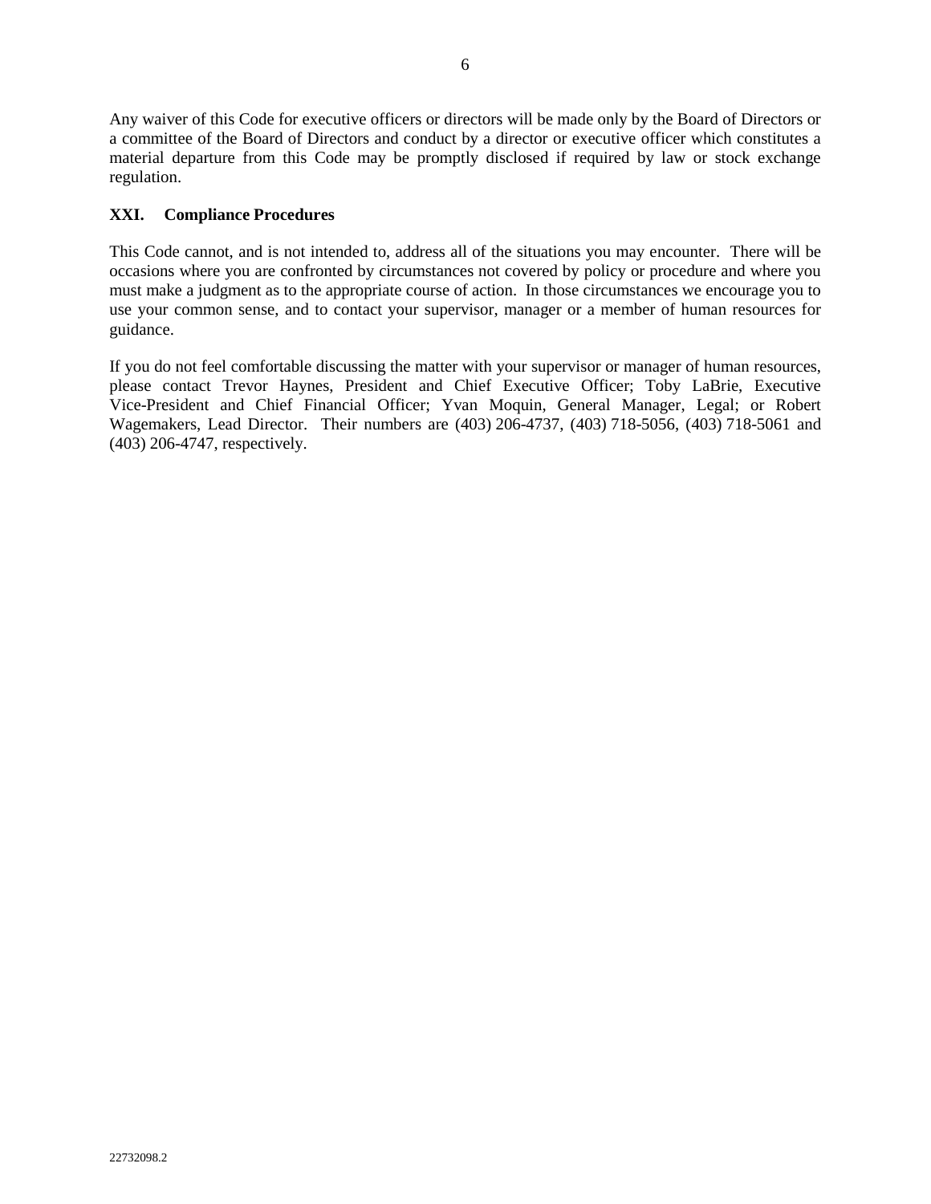Any waiver of this Code for executive officers or directors will be made only by the Board of Directors or a committee of the Board of Directors and conduct by a director or executive officer which constitutes a material departure from this Code may be promptly disclosed if required by law or stock exchange regulation.

## XXI. Compliance Procedures

This Code cannot, and is not intended to, address all of the situations you may encounter. There will be occasions where you are confronted by circumstances not covered by policy or procedure and where you must make a judgment as to the appropriate course of action. In those circumstances we encourage you to use your common sense, and to contact your supervisor, manager or a member of human resources for guidance.

If you do not feel comfortable discussing the matter with your supervisor or manager of human resources, please contact Trevor Haynes, President and Chief Executive Officer; Toby LaBrie, Executive Vice-President and Chief Financial Officer; Yvan Moquin, General Manager, Legal; or Robert Wagemakers, Lead Director. Their numbers are (403) 206-4737, (403) 718-5056, (403) 718-5061 and (403) 206-4747, respectively.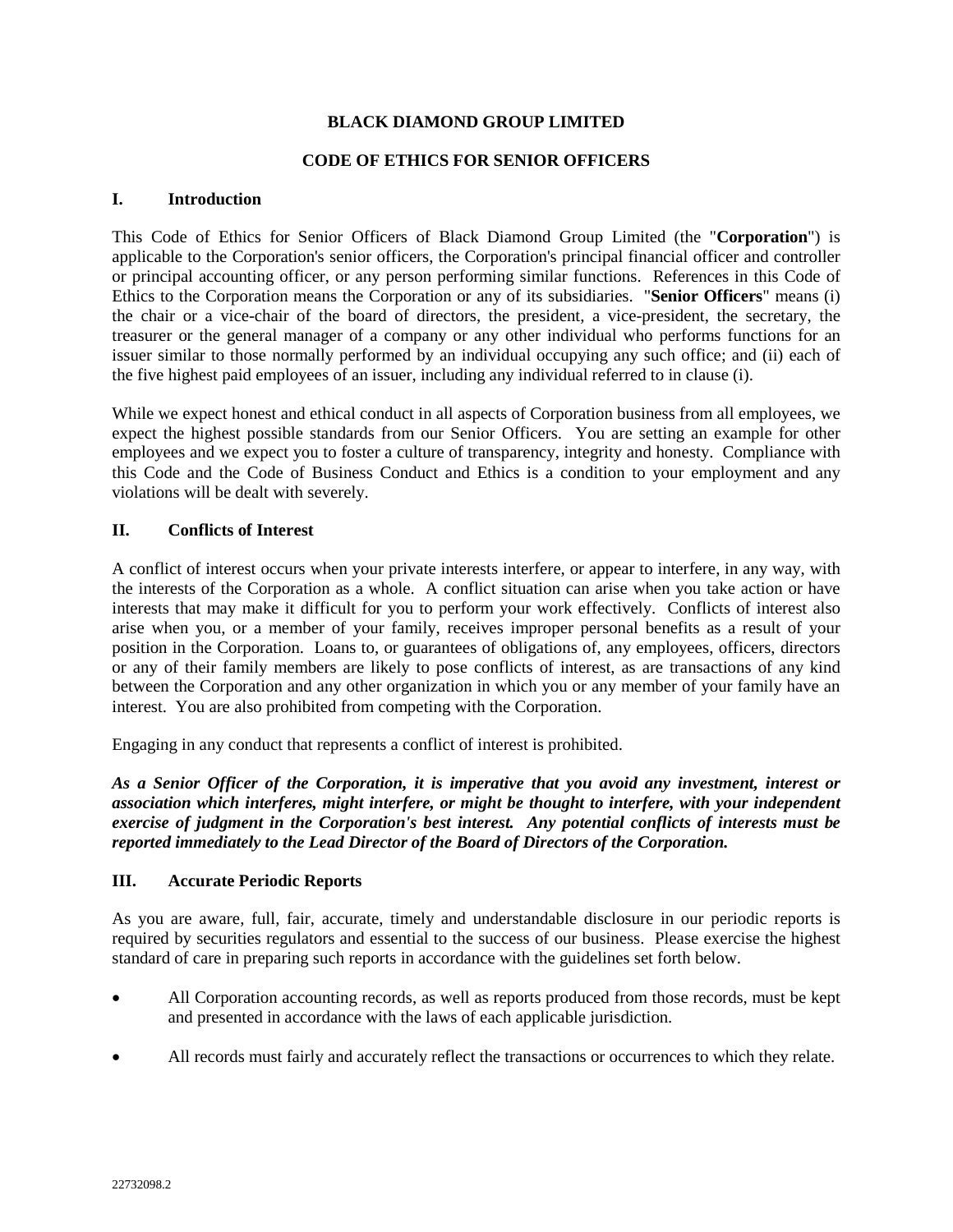# BLACK DIAMOND GROUP LIMITED

## CODE OF ETHICS FOR SENIOR OFFICERS

### I. Introduction

This Code of Ethics for Senior Officers of Black Diamond Group Limited (the "**Corporation**") is applicable to the Corporation's senior officers, the Corporation's principal financial officer and controller or principal accounting officer, or any person performing similar functions. References in this Code of Ethics to the Corporation means the Corporation or any of its subsidiaries. "**Senior Officers**" means (i) the chair or a vice-chair of the board of directors, the president, a vice-president, the secretary, the treasurer or the general manager of a company or any other individual who performs functions for an issuer similar to those normally performed by an individual occupying any such office; and (ii) each of the five highest paid employees of an issuer, including any individual referred to in clause (i).

While we expect honest and ethical conduct in all aspects of Corporation business from all employees, we expect the highest possible standards from our Senior Officers. You are setting an example for other employees and we expect you to foster a culture of transparency, integrity and honesty. Compliance with this Code and the Code of Business Conduct and Ethics is a condition to your employment and any violations will be dealt with severely.

### II. Conflicts of Interest

A conflict of interest occurs when your private interests interfere, or appear to interfere, in any way, with the interests of the Corporation as a whole. A conflict situation can arise when you take action or have interests that may make it difficult for you to perform your work effectively. Conflicts of interest also arise when you, or a member of your family, receives improper personal benefits as a result of your position in the Corporation. Loans to, or guarantees of obligations of, any employees, officers, directors or any of their family members are likely to pose conflicts of interest, as are transactions of any kind between the Corporation and any other organization in which you or any member of your family have an interest. You are also prohibited from competing with the Corporation.

Engaging in any conduct that represents a conflict of interest is prohibited.

***As a Senior Officer of the Corporation, it is imperative that you avoid any investment, interest or association which interferes, might interfere, or might be thought to interfere, with your independent exercise of judgment in the Corporation's best interest. Any potential conflicts of interests must be reported immediately to the Lead Director of the Board of Directors of the Corporation.***

### III. Accurate Periodic Reports

As you are aware, full, fair, accurate, timely and understandable disclosure in our periodic reports is required by securities regulators and essential to the success of our business. Please exercise the highest standard of care in preparing such reports in accordance with the guidelines set forth below.

- All Corporation accounting records, as well as reports produced from those records, must be kept and presented in accordance with the laws of each applicable jurisdiction.
- All records must fairly and accurately reflect the transactions or occurrences to which they relate.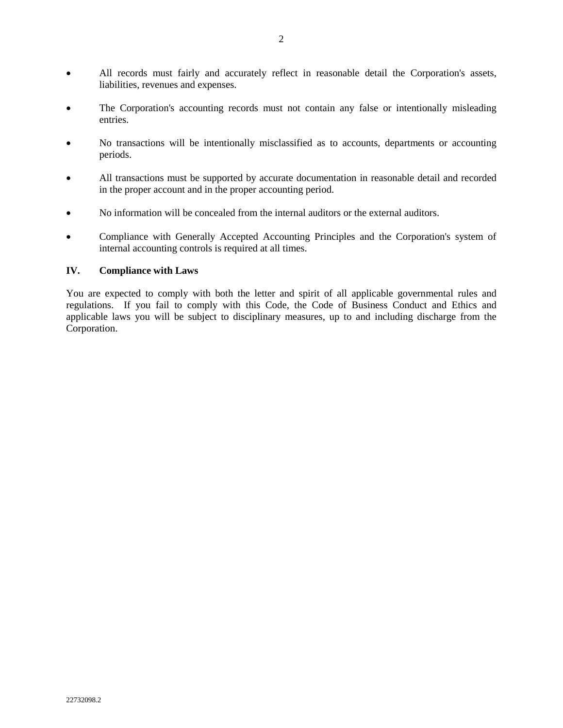- All records must fairly and accurately reflect in reasonable detail the Corporation's assets, liabilities, revenues and expenses.
- The Corporation's accounting records must not contain any false or intentionally misleading entries.
- No transactions will be intentionally misclassified as to accounts, departments or accounting periods.
- All transactions must be supported by accurate documentation in reasonable detail and recorded in the proper account and in the proper accounting period.
- No information will be concealed from the internal auditors or the external auditors.
- Compliance with Generally Accepted Accounting Principles and the Corporation's system of internal accounting controls is required at all times.

## IV. Compliance with Laws

You are expected to comply with both the letter and spirit of all applicable governmental rules and regulations. If you fail to comply with this Code, the Code of Business Conduct and Ethics and applicable laws you will be subject to disciplinary measures, up to and including discharge from the Corporation.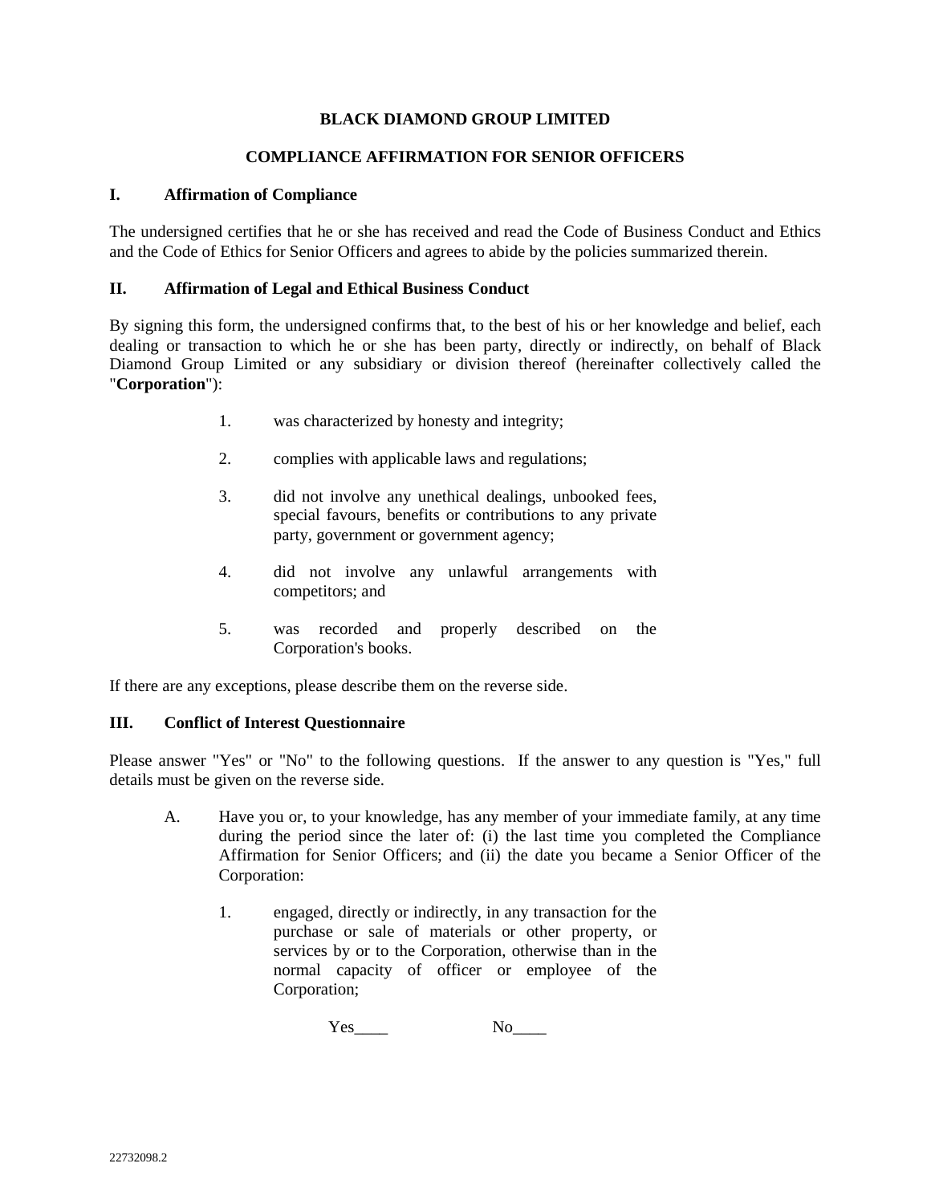**BLACK DIAMOND GROUP LIMITED**

**COMPLIANCE AFFIRMATION FOR SENIOR OFFICERS**

## I. Affirmation of Compliance

The undersigned certifies that he or she has received and read the Code of Business Conduct and Ethics and the Code of Ethics for Senior Officers and agrees to abide by the policies summarized therein.

## II. Affirmation of Legal and Ethical Business Conduct

By signing this form, the undersigned confirms that, to the best of his or her knowledge and belief, each dealing or transaction to which he or she has been party, directly or indirectly, on behalf of Black Diamond Group Limited or any subsidiary or division thereof (hereinafter collectively called the "**Corporation**"):

1. was characterized by honesty and integrity;
2. complies with applicable laws and regulations;
3. did not involve any unethical dealings, unbooked fees, special favours, benefits or contributions to any private party, government or government agency;
4. did not involve any unlawful arrangements with competitors; and
5. was recorded and properly described on the Corporation's books.

If there are any exceptions, please describe them on the reverse side.

## III. Conflict of Interest Questionnaire

Please answer "Yes" or "No" to the following questions. If the answer to any question is "Yes," full details must be given on the reverse side.

A. Have you or, to your knowledge, has any member of your immediate family, at any time during the period since the later of: (i) the last time you completed the Compliance Affirmation for Senior Officers; and (ii) the date you became a Senior Officer of the Corporation:

1. engaged, directly or indirectly, in any transaction for the purchase or sale of materials or other property, or services by or to the Corporation, otherwise than in the normal capacity of officer or employee of the Corporation;

   Yes____ No____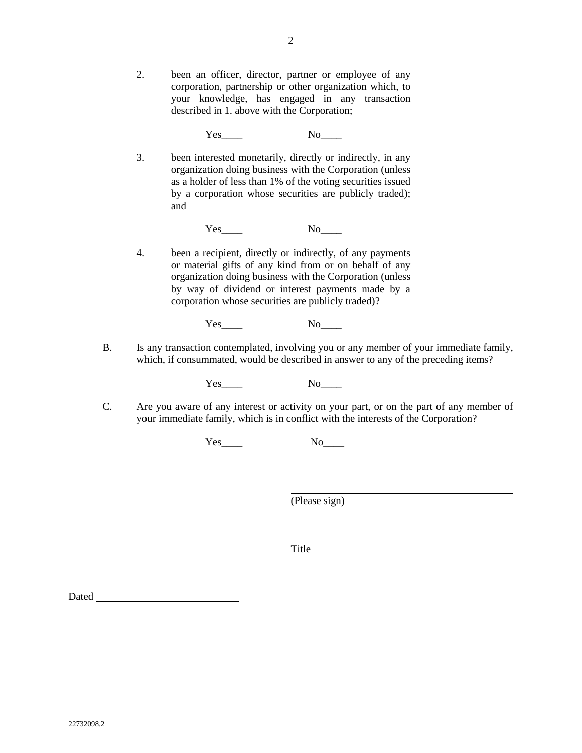2. been an officer, director, partner or employee of any corporation, partnership or other organization which, to your knowledge, has engaged in any transaction described in 1. above with the Corporation;

   Yes____ No____

3. been interested monetarily, directly or indirectly, in any organization doing business with the Corporation (unless as a holder of less than 1% of the voting securities issued by a corporation whose securities are publicly traded); and

   Yes____ No____

4. been a recipient, directly or indirectly, of any payments or material gifts of any kind from or on behalf of any organization doing business with the Corporation (unless by way of dividend or interest payments made by a corporation whose securities are publicly traded)?

   Yes____ No____

B. Is any transaction contemplated, involving you or any member of your immediate family, which, if consummated, would be described in answer to any of the preceding items?

   Yes____ No____

C. Are you aware of any interest or activity on your part, or on the part of any member of your immediate family, which is in conflict with the interests of the Corporation?

   Yes____ No____

\_\_\_\_\_\_\_\_\_\_\_\_\_\_\_\_\_\_\_\_\_\_\_\_\_\_\_\_\_\_\_\_\_\_\_\_\_\_\_\_
(Please sign)

\_\_\_\_\_\_\_\_\_\_\_\_\_\_\_\_\_\_\_\_\_\_\_\_\_\_\_\_\_\_\_\_\_\_\_\_\_\_\_\_
Title

Dated \_\_\_\_\_\_\_\_\_\_\_\_\_\_\_\_\_\_\_\_\_\_\_\_\_\_\_

22732098.2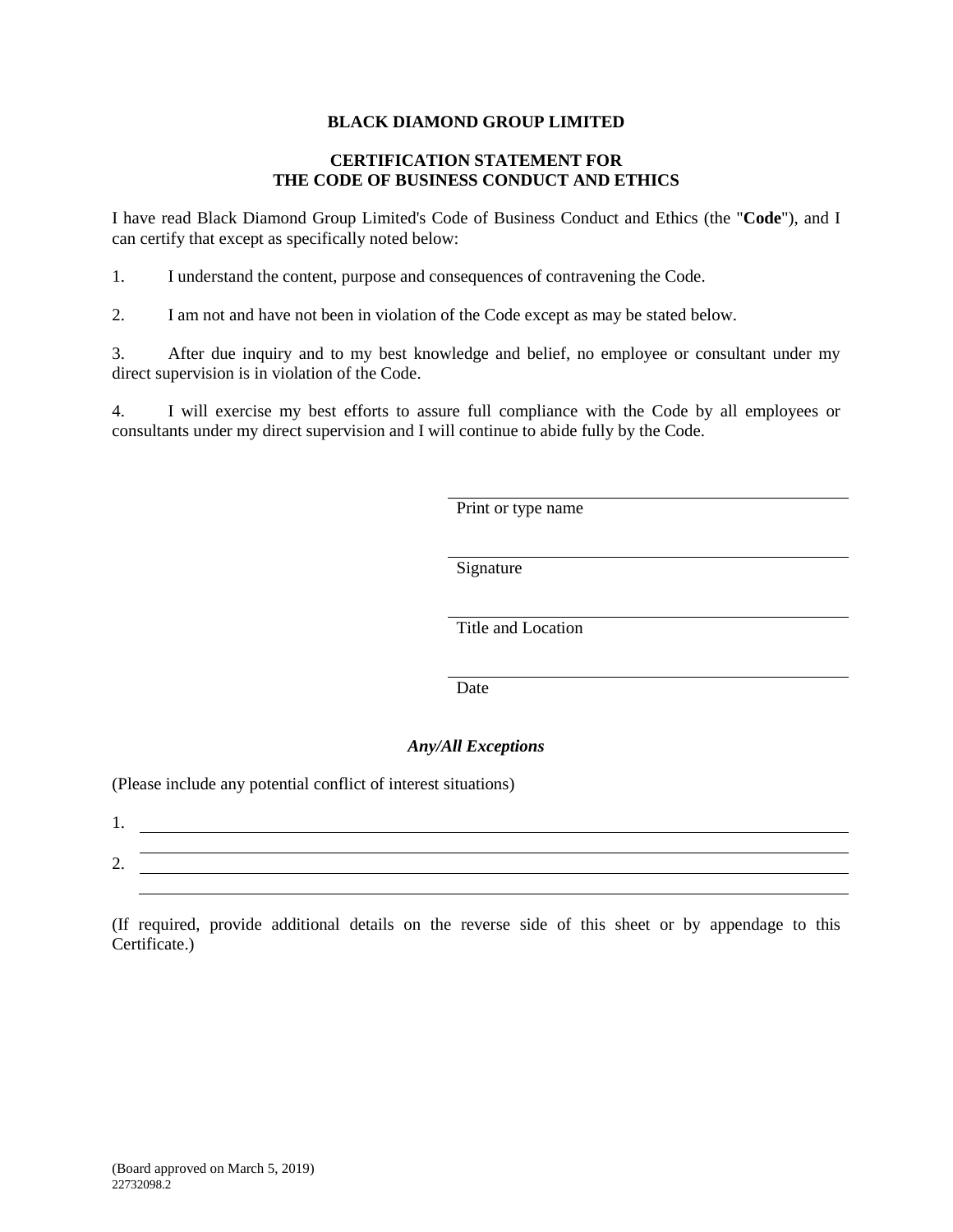**BLACK DIAMOND GROUP LIMITED**

**CERTIFICATION STATEMENT FOR THE CODE OF BUSINESS CONDUCT AND ETHICS**

I have read Black Diamond Group Limited's Code of Business Conduct and Ethics (the "**Code**"), and I can certify that except as specifically noted below:

1. I understand the content, purpose and consequences of contravening the Code.

2. I am not and have not been in violation of the Code except as may be stated below.

3. After due inquiry and to my best knowledge and belief, no employee or consultant under my direct supervision is in violation of the Code.

4. I will exercise my best efforts to assure full compliance with the Code by all employees or consultants under my direct supervision and I will continue to abide fully by the Code.

______________________________
Print or type name

______________________________
Signature

______________________________
Title and Location

______________________________
Date

***Any/All Exceptions***

(Please include any potential conflict of interest situations)

1. ______________________________________________________________
______________________________________________________________

2. ______________________________________________________________
______________________________________________________________

(If required, provide additional details on the reverse side of this sheet or by appendage to this Certificate.)

(Board approved on March 5, 2019)
22732098.2